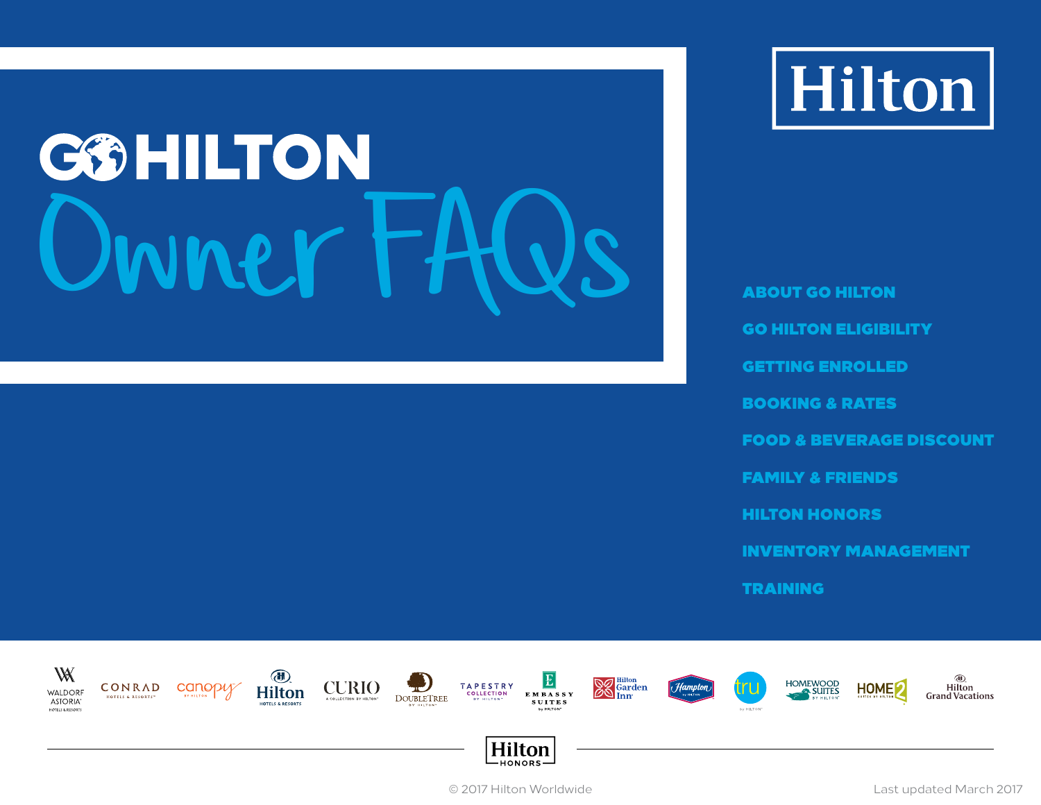Hilton

# GO HILTON Owner FAQs

- ABOUT GO HILTON
- GO HILTON ELIGIBILITY
- GETTING ENROLLED
- BOOKING & RATES
- FOOD & BEVERAGE DISCOUNT
- FAMILY & FRIENDS
- HILTON HONORS
- INVENTORY MANAGEMENT
- TRAINING

Waldorf Astoria Hotels & Resorts | Conrad Hotels & Resorts | Canopy by Hilton | Hilton Hotels & Resorts | Curio A Collection by Hilton | DoubleTree by Hilton | Tapestry Collection by Hilton | Embassy Suites by Hilton | Hilton Garden Inn | Hampton by Hilton | Tru by Hilton | Homewood Suites by Hilton | Home2 Suites by Hilton | Hilton Grand Vacations

Hilton Honors

© 2017 Hilton Worldwide

Last updated March 2017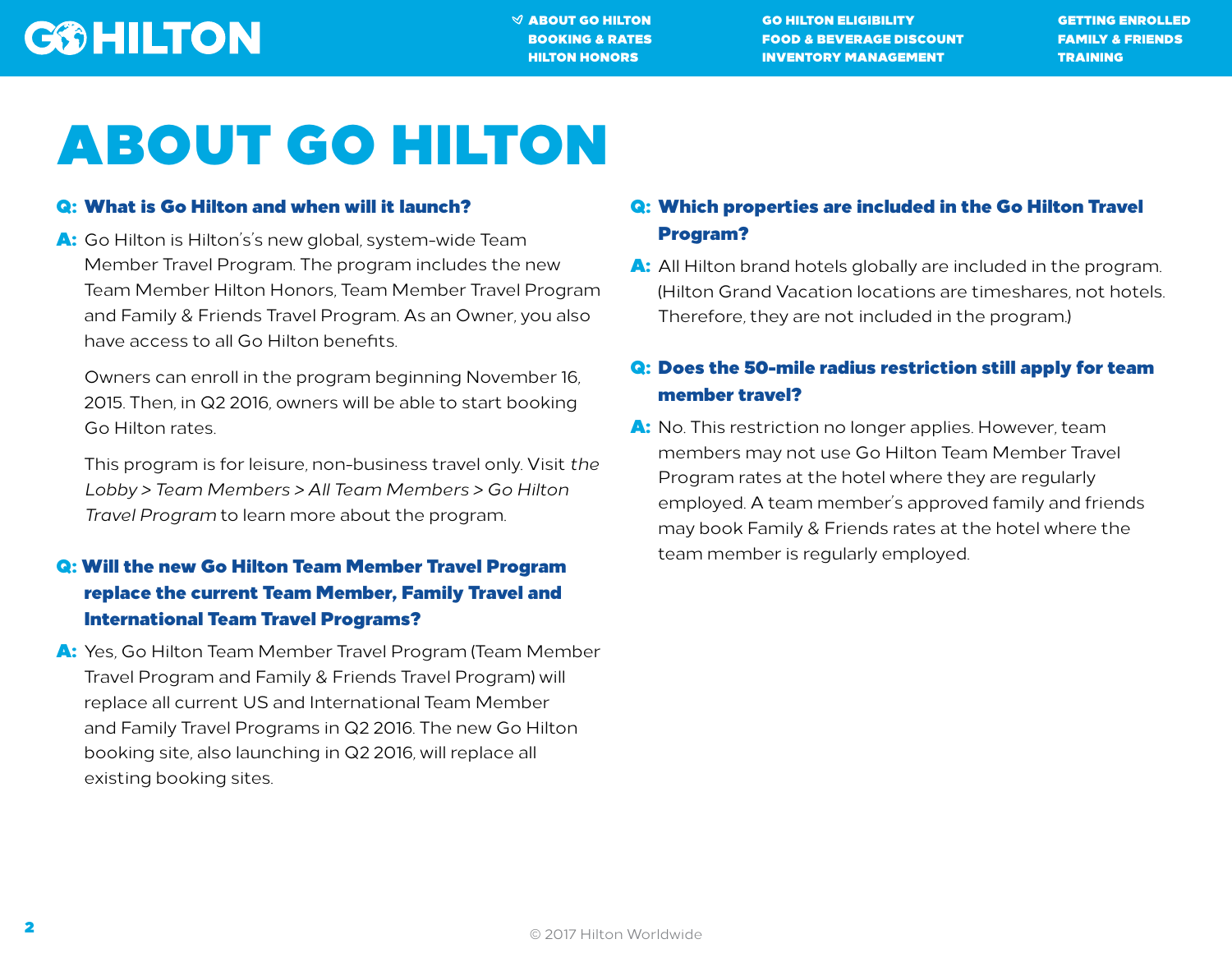# ABOUT GO HILTON

**Q: What is Go Hilton and when will it launch?**

**A:** Go Hilton is Hilton's's new global, system-wide Team Member Travel Program. The program includes the new Team Member Hilton Honors, Team Member Travel Program and Family & Friends Travel Program. As an Owner, you also have access to all Go Hilton benefits.

Owners can enroll in the program beginning November 16, 2015. Then, in Q2 2016, owners will be able to start booking Go Hilton rates.

This program is for leisure, non-business travel only. Visit *the Lobby > Team Members > All Team Members > Go Hilton Travel Program* to learn more about the program.

**Q: Will the new Go Hilton Team Member Travel Program replace the current Team Member, Family Travel and International Team Travel Programs?**

**A:** Yes, Go Hilton Team Member Travel Program (Team Member Travel Program and Family & Friends Travel Program) will replace all current US and International Team Member and Family Travel Programs in Q2 2016. The new Go Hilton booking site, also launching in Q2 2016, will replace all existing booking sites.

**Q: Which properties are included in the Go Hilton Travel Program?**

**A:** All Hilton brand hotels globally are included in the program. (Hilton Grand Vacation locations are timeshares, not hotels. Therefore, they are not included in the program.)

**Q: Does the 50-mile radius restriction still apply for team member travel?**

**A:** No. This restriction no longer applies. However, team members may not use Go Hilton Team Member Travel Program rates at the hotel where they are regularly employed. A team member's approved family and friends may book Family & Friends rates at the hotel where the team member is regularly employed.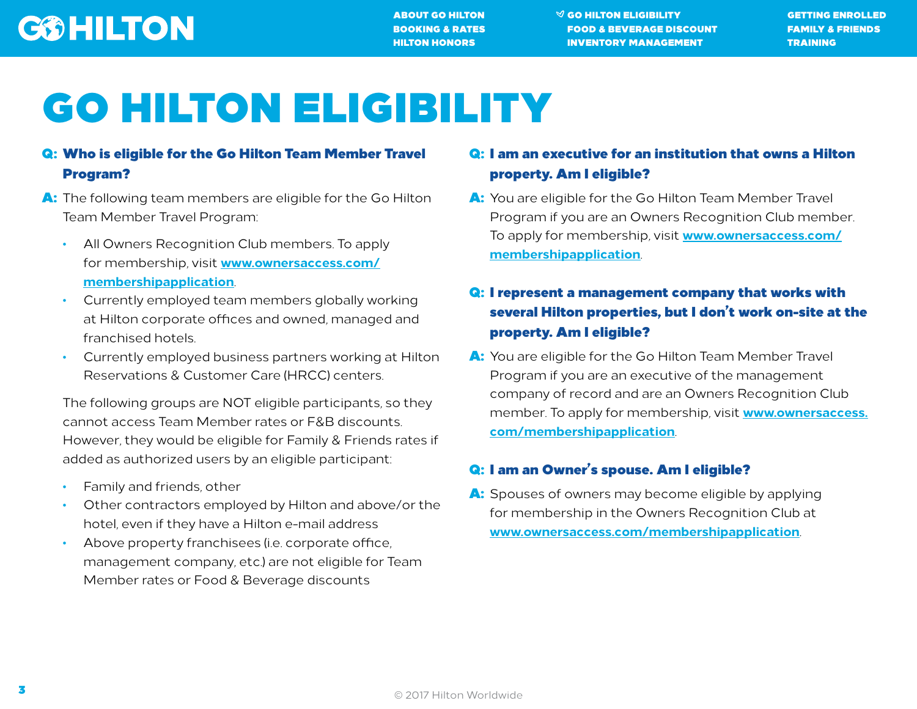# GO HILTON ELIGIBILITY

**Q: Who is eligible for the Go Hilton Team Member Travel Program?**

**A:** The following team members are eligible for the Go Hilton Team Member Travel Program:

- All Owners Recognition Club members. To apply for membership, visit **www.ownersaccess.com/membershipapplication**.
- Currently employed team members globally working at Hilton corporate offices and owned, managed and franchised hotels.
- Currently employed business partners working at Hilton Reservations & Customer Care (HRCC) centers.

The following groups are NOT eligible participants, so they cannot access Team Member rates or F&B discounts. However, they would be eligible for Family & Friends rates if added as authorized users by an eligible participant:

- Family and friends, other
- Other contractors employed by Hilton and above/or the hotel, even if they have a Hilton e-mail address
- Above property franchisees (i.e. corporate office, management company, etc.) are not eligible for Team Member rates or Food & Beverage discounts

**Q: I am an executive for an institution that owns a Hilton property. Am I eligible?**

**A:** You are eligible for the Go Hilton Team Member Travel Program if you are an Owners Recognition Club member. To apply for membership, visit **www.ownersaccess.com/membershipapplication**.

**Q: I represent a management company that works with several Hilton properties, but I don't work on-site at the property. Am I eligible?**

**A:** You are eligible for the Go Hilton Team Member Travel Program if you are an executive of the management company of record and are an Owners Recognition Club member. To apply for membership, visit **www.ownersaccess.com/membershipapplication**.

**Q: I am an Owner's spouse. Am I eligible?**

**A:** Spouses of owners may become eligible by applying for membership in the Owners Recognition Club at **www.ownersaccess.com/membershipapplication**.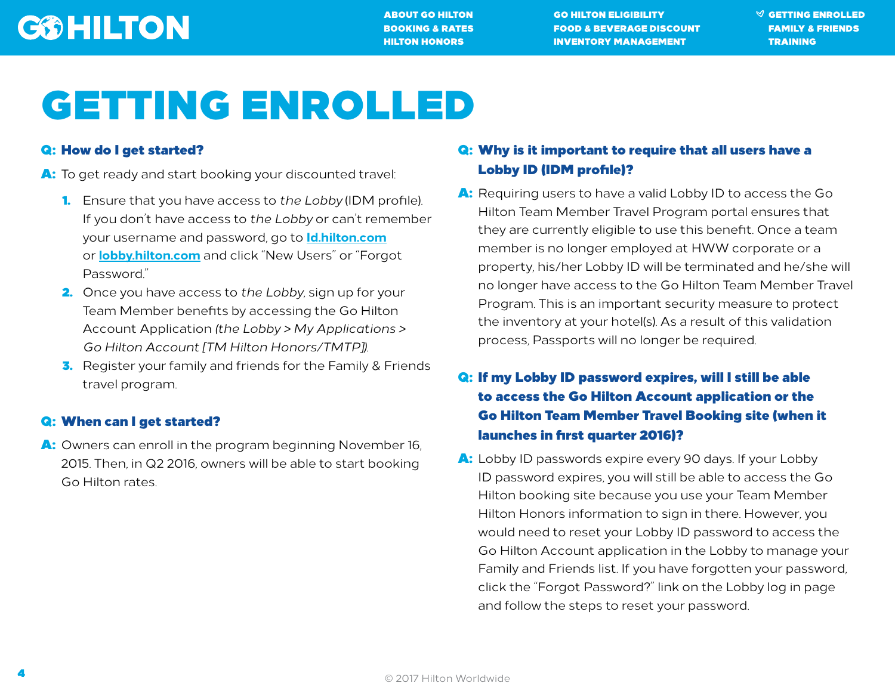# GETTING ENROLLED

**Q: How do I get started?**

**A:** To get ready and start booking your discounted travel:

1. Ensure that you have access to *the Lobby* (IDM profile). If you don't have access to *the Lobby* or can't remember your username and password, go to **Id.hilton.com** or **lobby.hilton.com** and click "New Users" or "Forgot Password."
2. Once you have access to *the Lobby*, sign up for your Team Member benefits by accessing the Go Hilton Account Application *(the Lobby > My Applications > Go Hilton Account [TM Hilton Honors/TMTP])*.
3. Register your family and friends for the Family & Friends travel program.

**Q: When can I get started?**

**A:** Owners can enroll in the program beginning November 16, 2015. Then, in Q2 2016, owners will be able to start booking Go Hilton rates.

**Q: Why is it important to require that all users have a Lobby ID (IDM profile)?**

**A:** Requiring users to have a valid Lobby ID to access the Go Hilton Team Member Travel Program portal ensures that they are currently eligible to use this benefit. Once a team member is no longer employed at HWW corporate or a property, his/her Lobby ID will be terminated and he/she will no longer have access to the Go Hilton Team Member Travel Program. This is an important security measure to protect the inventory at your hotel(s). As a result of this validation process, Passports will no longer be required.

**Q: If my Lobby ID password expires, will I still be able to access the Go Hilton Account application or the Go Hilton Team Member Travel Booking site (when it launches in first quarter 2016)?**

**A:** Lobby ID passwords expire every 90 days. If your Lobby ID password expires, you will still be able to access the Go Hilton booking site because you use your Team Member Hilton Honors information to sign in there. However, you would need to reset your Lobby ID password to access the Go Hilton Account application in the Lobby to manage your Family and Friends list. If you have forgotten your password, click the "Forgot Password?" link on the Lobby log in page and follow the steps to reset your password.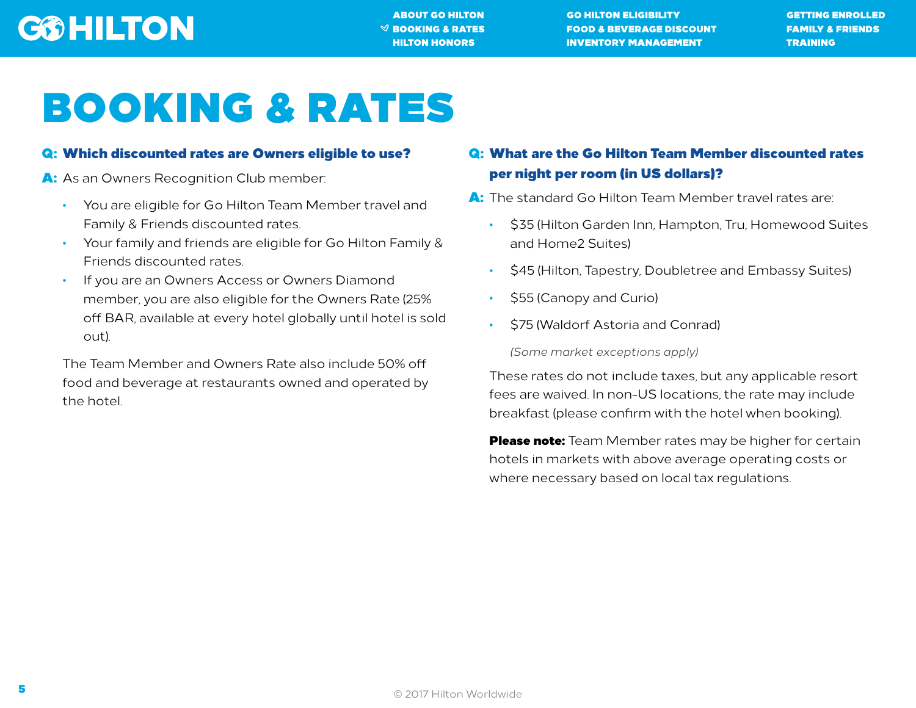# BOOKING & RATES

**Q: Which discounted rates are Owners eligible to use?**

**A:** As an Owners Recognition Club member:

- You are eligible for Go Hilton Team Member travel and Family & Friends discounted rates.
- Your family and friends are eligible for Go Hilton Family & Friends discounted rates.
- If you are an Owners Access or Owners Diamond member, you are also eligible for the Owners Rate (25% off BAR, available at every hotel globally until hotel is sold out).

The Team Member and Owners Rate also include 50% off food and beverage at restaurants owned and operated by the hotel.

**Q: What are the Go Hilton Team Member discounted rates per night per room (in US dollars)?**

**A:** The standard Go Hilton Team Member travel rates are:

- $35 (Hilton Garden Inn, Hampton, Tru, Homewood Suites and Home2 Suites)
- $45 (Hilton, Tapestry, Doubletree and Embassy Suites)
- $55 (Canopy and Curio)
- $75 (Waldorf Astoria and Conrad)

*(Some market exceptions apply)*

These rates do not include taxes, but any applicable resort fees are waived. In non-US locations, the rate may include breakfast (please confirm with the hotel when booking).

**Please note:** Team Member rates may be higher for certain hotels in markets with above average operating costs or where necessary based on local tax regulations.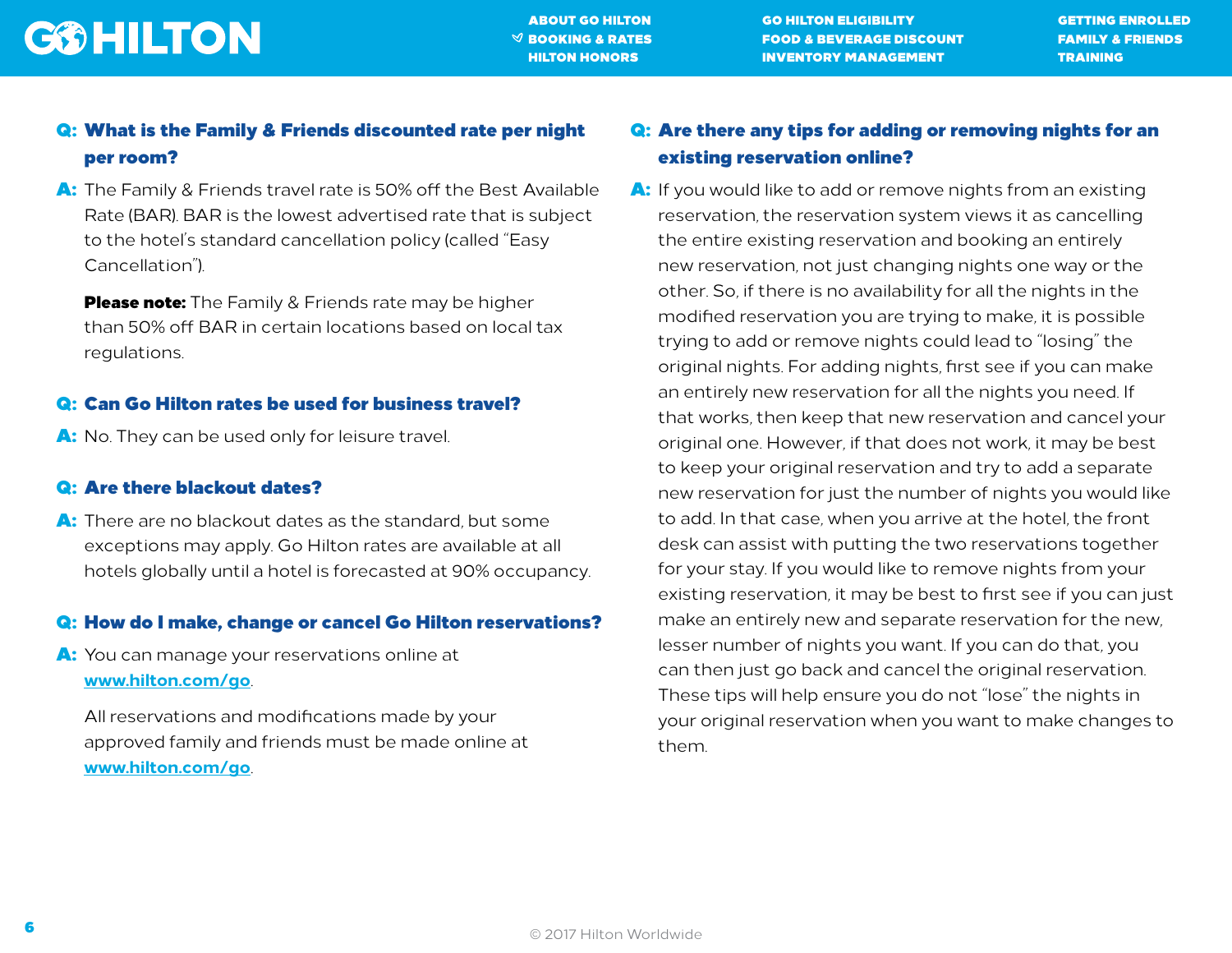**Q: What is the Family & Friends discounted rate per night per room?**

**A:** The Family & Friends travel rate is 50% off the Best Available Rate (BAR). BAR is the lowest advertised rate that is subject to the hotel's standard cancellation policy (called "Easy Cancellation").

**Please note:** The Family & Friends rate may be higher than 50% off BAR in certain locations based on local tax regulations.

**Q: Can Go Hilton rates be used for business travel?**

**A:** No. They can be used only for leisure travel.

**Q: Are there blackout dates?**

**A:** There are no blackout dates as the standard, but some exceptions may apply. Go Hilton rates are available at all hotels globally until a hotel is forecasted at 90% occupancy.

**Q: How do I make, change or cancel Go Hilton reservations?**

**A:** You can manage your reservations online at [www.hilton.com/go](www.hilton.com/go).

All reservations and modifications made by your approved family and friends must be made online at [www.hilton.com/go](www.hilton.com/go).

**Q: Are there any tips for adding or removing nights for an existing reservation online?**

**A:** If you would like to add or remove nights from an existing reservation, the reservation system views it as cancelling the entire existing reservation and booking an entirely new reservation, not just changing nights one way or the other. So, if there is no availability for all the nights in the modified reservation you are trying to make, it is possible trying to add or remove nights could lead to "losing" the original nights. For adding nights, first see if you can make an entirely new reservation for all the nights you need. If that works, then keep that new reservation and cancel your original one. However, if that does not work, it may be best to keep your original reservation and try to add a separate new reservation for just the number of nights you would like to add. In that case, when you arrive at the hotel, the front desk can assist with putting the two reservations together for your stay. If you would like to remove nights from your existing reservation, it may be best to first see if you can just make an entirely new and separate reservation for the new, lesser number of nights you want. If you can do that, you can then just go back and cancel the original reservation. These tips will help ensure you do not "lose" the nights in your original reservation when you want to make changes to them.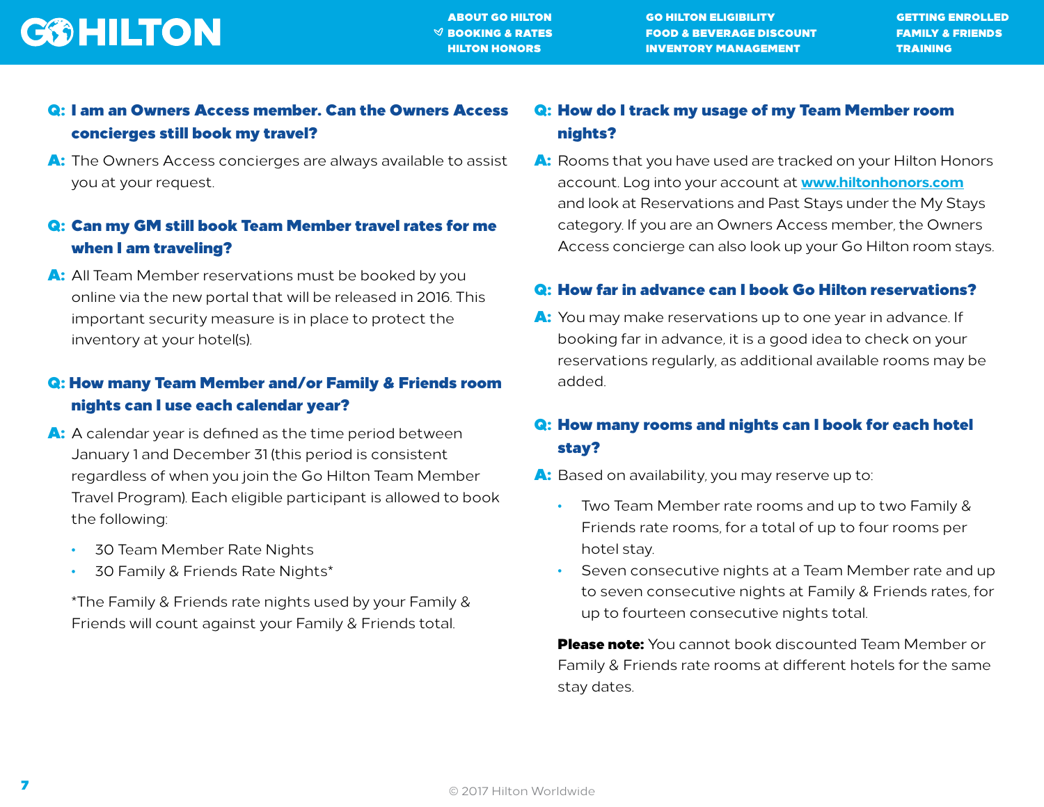**Q: I am an Owners Access member. Can the Owners Access concierges still book my travel?**

**A:** The Owners Access concierges are always available to assist you at your request.

**Q: Can my GM still book Team Member travel rates for me when I am traveling?**

**A:** All Team Member reservations must be booked by you online via the new portal that will be released in 2016. This important security measure is in place to protect the inventory at your hotel(s).

**Q: How many Team Member and/or Family & Friends room nights can I use each calendar year?**

**A:** A calendar year is defined as the time period between January 1 and December 31 (this period is consistent regardless of when you join the Go Hilton Team Member Travel Program). Each eligible participant is allowed to book the following:

- 30 Team Member Rate Nights
- 30 Family & Friends Rate Nights*

*The Family & Friends rate nights used by your Family & Friends will count against your Family & Friends total.

**Q: How do I track my usage of my Team Member room nights?**

**A:** Rooms that you have used are tracked on your Hilton Honors account. Log into your account at [www.hiltonhonors.com](http://www.hiltonhonors.com) and look at Reservations and Past Stays under the My Stays category. If you are an Owners Access member, the Owners Access concierge can also look up your Go Hilton room stays.

**Q: How far in advance can I book Go Hilton reservations?**

**A:** You may make reservations up to one year in advance. If booking far in advance, it is a good idea to check on your reservations regularly, as additional available rooms may be added.

**Q: How many rooms and nights can I book for each hotel stay?**

**A:** Based on availability, you may reserve up to:

- Two Team Member rate rooms and up to two Family & Friends rate rooms, for a total of up to four rooms per hotel stay.
- Seven consecutive nights at a Team Member rate and up to seven consecutive nights at Family & Friends rates, for up to fourteen consecutive nights total.

**Please note:** You cannot book discounted Team Member or Family & Friends rate rooms at different hotels for the same stay dates.

© 2017 Hilton Worldwide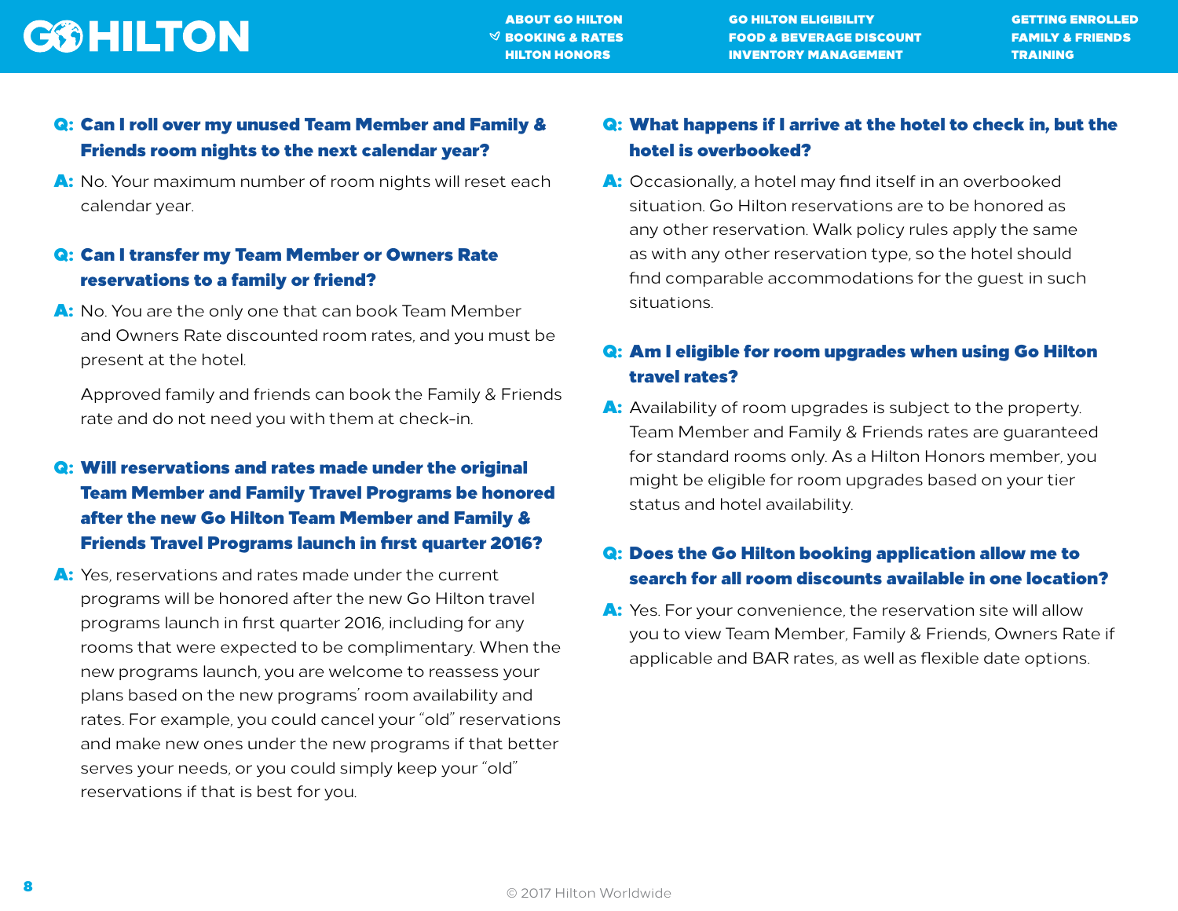**Q: Can I roll over my unused Team Member and Family & Friends room nights to the next calendar year?**

**A:** No. Your maximum number of room nights will reset each calendar year.

**Q: Can I transfer my Team Member or Owners Rate reservations to a family or friend?**

**A:** No. You are the only one that can book Team Member and Owners Rate discounted room rates, and you must be present at the hotel.

Approved family and friends can book the Family & Friends rate and do not need you with them at check-in.

**Q: Will reservations and rates made under the original Team Member and Family Travel Programs be honored after the new Go Hilton Team Member and Family & Friends Travel Programs launch in first quarter 2016?**

**A:** Yes, reservations and rates made under the current programs will be honored after the new Go Hilton travel programs launch in first quarter 2016, including for any rooms that were expected to be complimentary. When the new programs launch, you are welcome to reassess your plans based on the new programs' room availability and rates. For example, you could cancel your "old" reservations and make new ones under the new programs if that better serves your needs, or you could simply keep your "old" reservations if that is best for you.

**Q: What happens if I arrive at the hotel to check in, but the hotel is overbooked?**

**A:** Occasionally, a hotel may find itself in an overbooked situation. Go Hilton reservations are to be honored as any other reservation. Walk policy rules apply the same as with any other reservation type, so the hotel should find comparable accommodations for the guest in such situations.

**Q: Am I eligible for room upgrades when using Go Hilton travel rates?**

**A:** Availability of room upgrades is subject to the property. Team Member and Family & Friends rates are guaranteed for standard rooms only. As a Hilton Honors member, you might be eligible for room upgrades based on your tier status and hotel availability.

**Q: Does the Go Hilton booking application allow me to search for all room discounts available in one location?**

**A:** Yes. For your convenience, the reservation site will allow you to view Team Member, Family & Friends, Owners Rate if applicable and BAR rates, as well as flexible date options.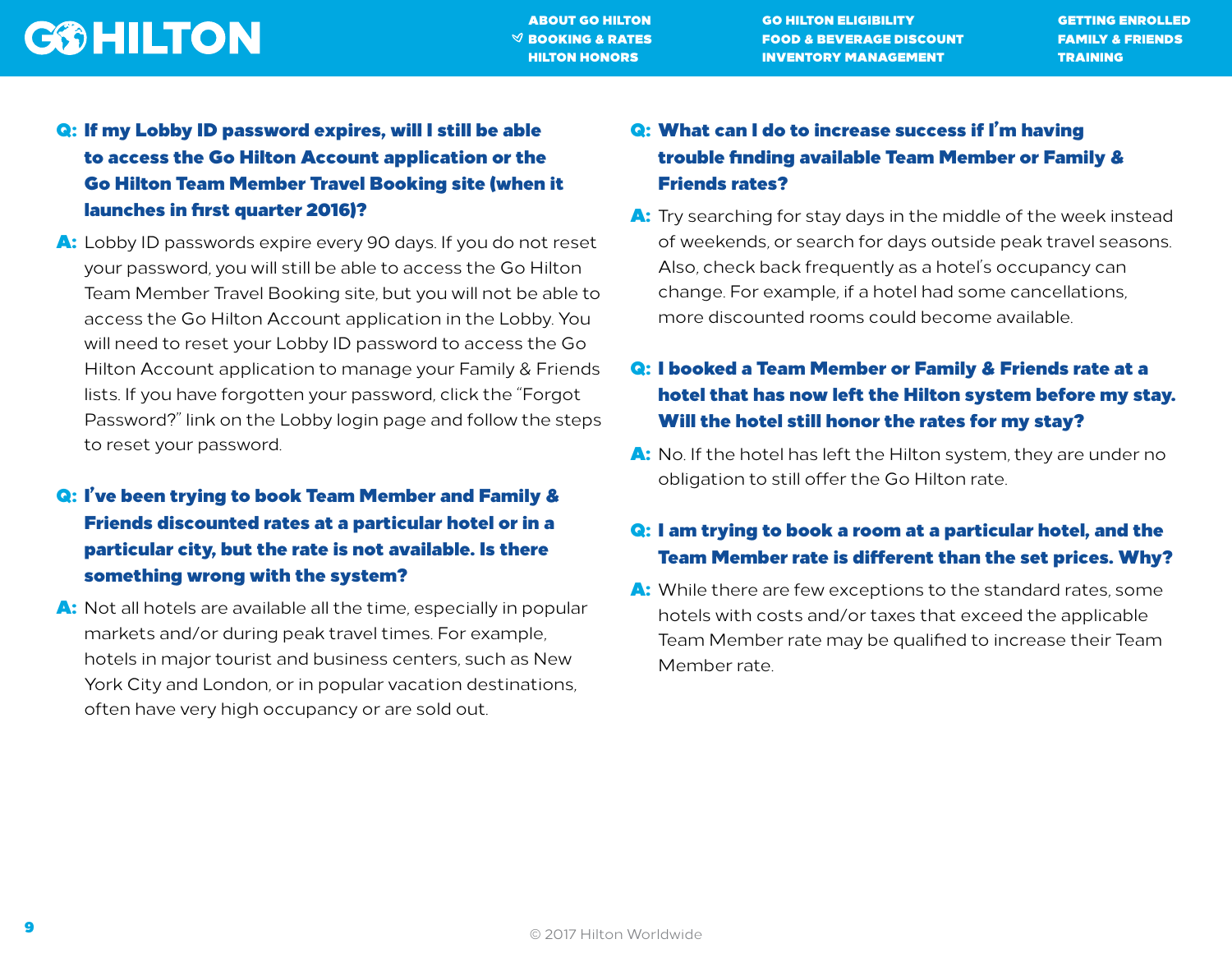**Q: If my Lobby ID password expires, will I still be able to access the Go Hilton Account application or the Go Hilton Team Member Travel Booking site (when it launches in first quarter 2016)?**

**A:** Lobby ID passwords expire every 90 days. If you do not reset your password, you will still be able to access the Go Hilton Team Member Travel Booking site, but you will not be able to access the Go Hilton Account application in the Lobby. You will need to reset your Lobby ID password to access the Go Hilton Account application to manage your Family & Friends lists. If you have forgotten your password, click the "Forgot Password?" link on the Lobby login page and follow the steps to reset your password.

**Q: I've been trying to book Team Member and Family & Friends discounted rates at a particular hotel or in a particular city, but the rate is not available. Is there something wrong with the system?**

**A:** Not all hotels are available all the time, especially in popular markets and/or during peak travel times. For example, hotels in major tourist and business centers, such as New York City and London, or in popular vacation destinations, often have very high occupancy or are sold out.

**Q: What can I do to increase success if I'm having trouble finding available Team Member or Family & Friends rates?**

**A:** Try searching for stay days in the middle of the week instead of weekends, or search for days outside peak travel seasons. Also, check back frequently as a hotel's occupancy can change. For example, if a hotel had some cancellations, more discounted rooms could become available.

**Q: I booked a Team Member or Family & Friends rate at a hotel that has now left the Hilton system before my stay. Will the hotel still honor the rates for my stay?**

**A:** No. If the hotel has left the Hilton system, they are under no obligation to still offer the Go Hilton rate.

**Q: I am trying to book a room at a particular hotel, and the Team Member rate is different than the set prices. Why?**

**A:** While there are few exceptions to the standard rates, some hotels with costs and/or taxes that exceed the applicable Team Member rate may be qualified to increase their Team Member rate.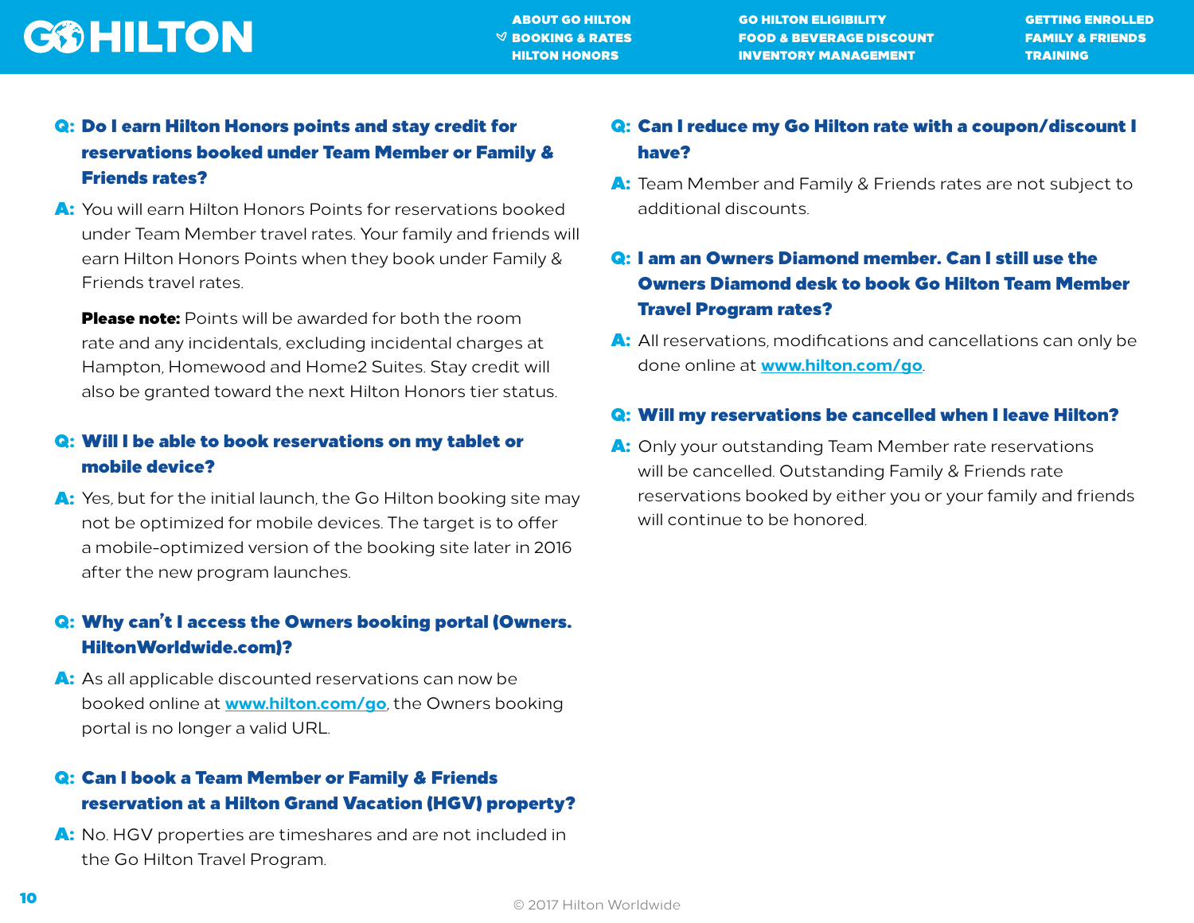**Q: Do I earn Hilton Honors points and stay credit for reservations booked under Team Member or Family & Friends rates?**

**A:** You will earn Hilton Honors Points for reservations booked under Team Member travel rates. Your family and friends will earn Hilton Honors Points when they book under Family & Friends travel rates.

**Please note:** Points will be awarded for both the room rate and any incidentals, excluding incidental charges at Hampton, Homewood and Home2 Suites. Stay credit will also be granted toward the next Hilton Honors tier status.

**Q: Will I be able to book reservations on my tablet or mobile device?**

**A:** Yes, but for the initial launch, the Go Hilton booking site may not be optimized for mobile devices. The target is to offer a mobile-optimized version of the booking site later in 2016 after the new program launches.

**Q: Why can't I access the Owners booking portal (Owners.HiltonWorldwide.com)?**

**A:** As all applicable discounted reservations can now be booked online at [www.hilton.com/go](www.hilton.com/go), the Owners booking portal is no longer a valid URL.

**Q: Can I book a Team Member or Family & Friends reservation at a Hilton Grand Vacation (HGV) property?**

**A:** No. HGV properties are timeshares and are not included in the Go Hilton Travel Program.

**Q: Can I reduce my Go Hilton rate with a coupon/discount I have?**

**A:** Team Member and Family & Friends rates are not subject to additional discounts.

**Q: I am an Owners Diamond member. Can I still use the Owners Diamond desk to book Go Hilton Team Member Travel Program rates?**

**A:** All reservations, modifications and cancellations can only be done online at [www.hilton.com/go](www.hilton.com/go).

**Q: Will my reservations be cancelled when I leave Hilton?**

**A:** Only your outstanding Team Member rate reservations will be cancelled. Outstanding Family & Friends rate reservations booked by either you or your family and friends will continue to be honored.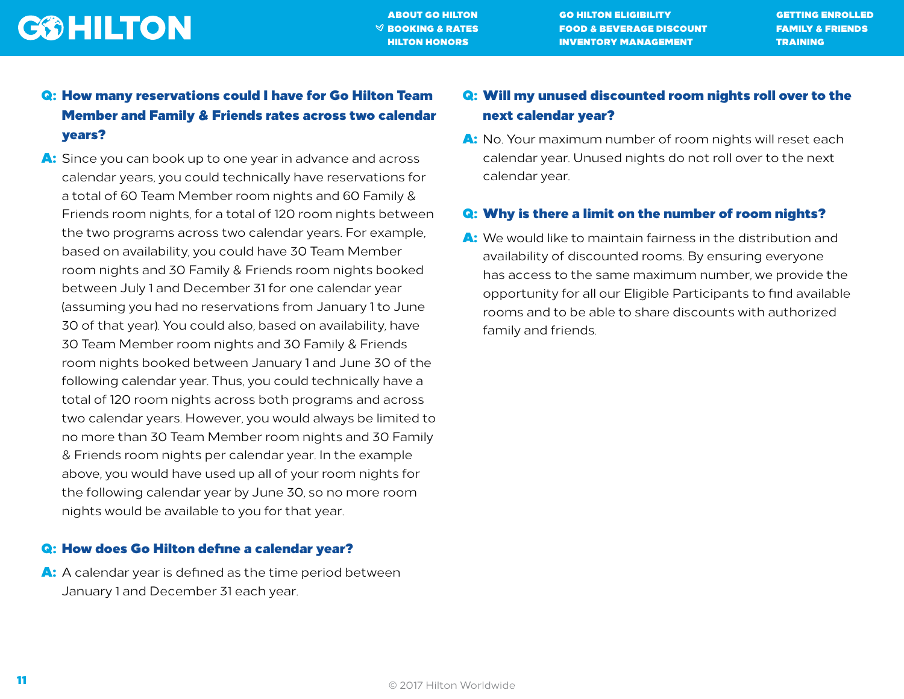**Q: How many reservations could I have for Go Hilton Team Member and Family & Friends rates across two calendar years?**

**A:** Since you can book up to one year in advance and across calendar years, you could technically have reservations for a total of 60 Team Member room nights and 60 Family & Friends room nights, for a total of 120 room nights between the two programs across two calendar years. For example, based on availability, you could have 30 Team Member room nights and 30 Family & Friends room nights booked between July 1 and December 31 for one calendar year (assuming you had no reservations from January 1 to June 30 of that year). You could also, based on availability, have 30 Team Member room nights and 30 Family & Friends room nights booked between January 1 and June 30 of the following calendar year. Thus, you could technically have a total of 120 room nights across both programs and across two calendar years. However, you would always be limited to no more than 30 Team Member room nights and 30 Family & Friends room nights per calendar year. In the example above, you would have used up all of your room nights for the following calendar year by June 30, so no more room nights would be available to you for that year.

**Q: How does Go Hilton define a calendar year?**

**A:** A calendar year is defined as the time period between January 1 and December 31 each year.

**Q: Will my unused discounted room nights roll over to the next calendar year?**

**A:** No. Your maximum number of room nights will reset each calendar year. Unused nights do not roll over to the next calendar year.

**Q: Why is there a limit on the number of room nights?**

**A:** We would like to maintain fairness in the distribution and availability of discounted rooms. By ensuring everyone has access to the same maximum number, we provide the opportunity for all our Eligible Participants to find available rooms and to be able to share discounts with authorized family and friends.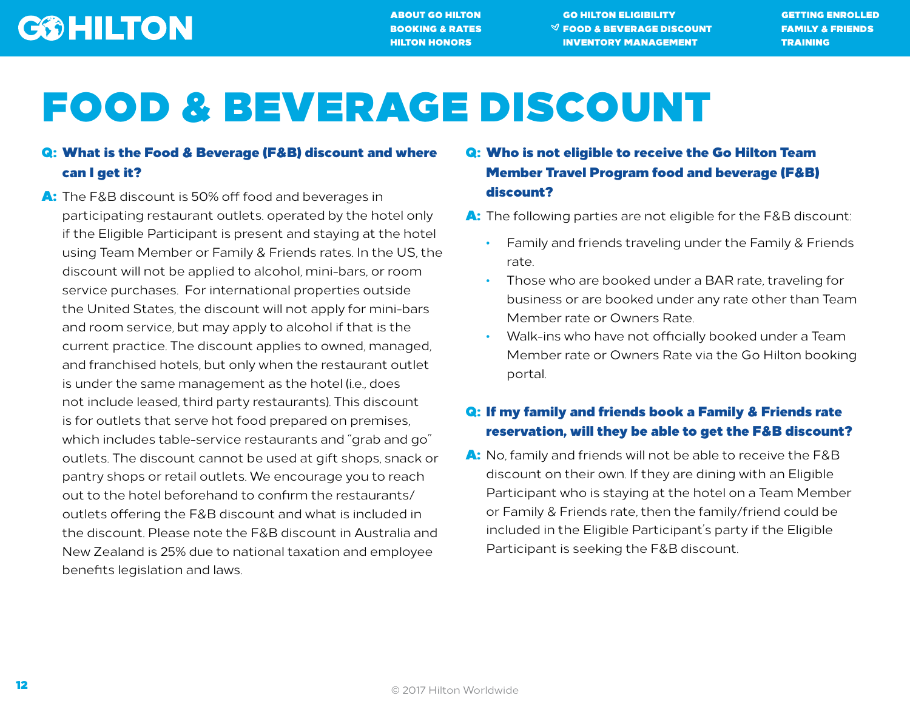# FOOD & BEVERAGE DISCOUNT

**Q: What is the Food & Beverage (F&B) discount and where can I get it?**

**A:** The F&B discount is 50% off food and beverages in participating restaurant outlets. operated by the hotel only if the Eligible Participant is present and staying at the hotel using Team Member or Family & Friends rates. In the US, the discount will not be applied to alcohol, mini-bars, or room service purchases. For international properties outside the United States, the discount will not apply for mini-bars and room service, but may apply to alcohol if that is the current practice. The discount applies to owned, managed, and franchised hotels, but only when the restaurant outlet is under the same management as the hotel (i.e., does not include leased, third party restaurants). This discount is for outlets that serve hot food prepared on premises, which includes table-service restaurants and "grab and go" outlets. The discount cannot be used at gift shops, snack or pantry shops or retail outlets. We encourage you to reach out to the hotel beforehand to confirm the restaurants/outlets offering the F&B discount and what is included in the discount. Please note the F&B discount in Australia and New Zealand is 25% due to national taxation and employee benefits legislation and laws.

**Q: Who is not eligible to receive the Go Hilton Team Member Travel Program food and beverage (F&B) discount?**

**A:** The following parties are not eligible for the F&B discount:

- Family and friends traveling under the Family & Friends rate.
- Those who are booked under a BAR rate, traveling for business or are booked under any rate other than Team Member rate or Owners Rate.
- Walk-ins who have not officially booked under a Team Member rate or Owners Rate via the Go Hilton booking portal.

**Q: If my family and friends book a Family & Friends rate reservation, will they be able to get the F&B discount?**

**A:** No, family and friends will not be able to receive the F&B discount on their own. If they are dining with an Eligible Participant who is staying at the hotel on a Team Member or Family & Friends rate, then the family/friend could be included in the Eligible Participant's party if the Eligible Participant is seeking the F&B discount.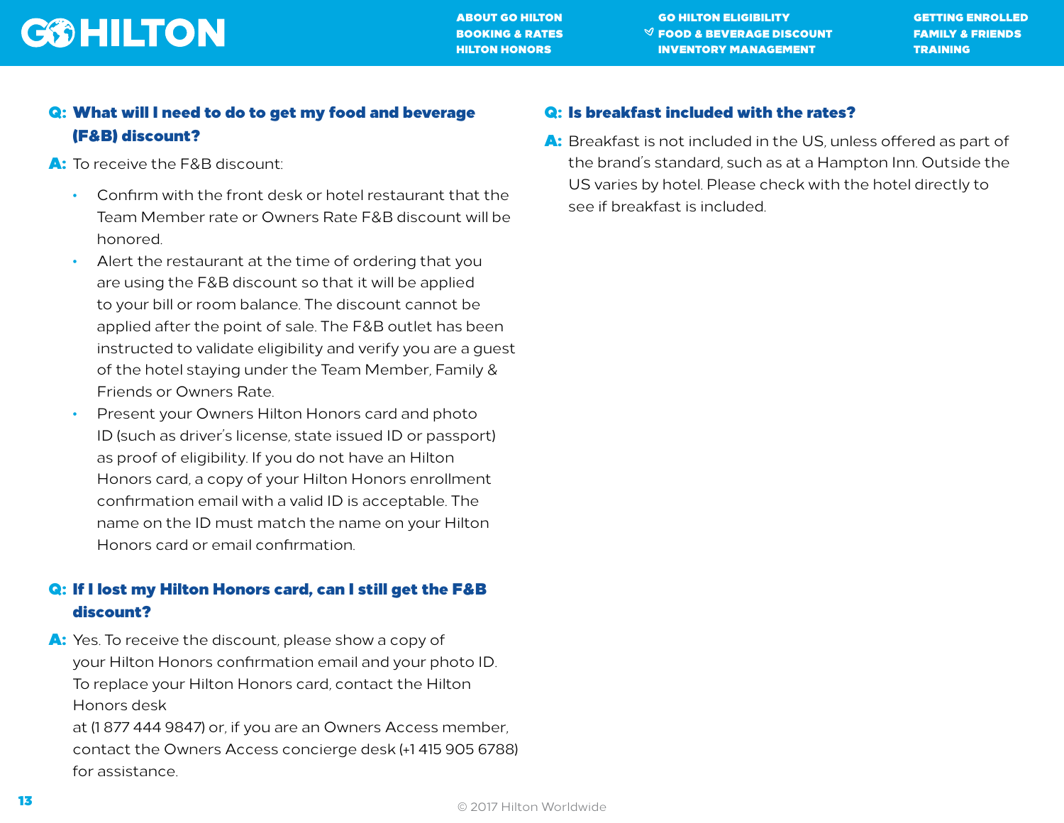**Q: What will I need to do to get my food and beverage (F&B) discount?**

**A:** To receive the F&B discount:

- Confirm with the front desk or hotel restaurant that the Team Member rate or Owners Rate F&B discount will be honored.
- Alert the restaurant at the time of ordering that you are using the F&B discount so that it will be applied to your bill or room balance. The discount cannot be applied after the point of sale. The F&B outlet has been instructed to validate eligibility and verify you are a guest of the hotel staying under the Team Member, Family & Friends or Owners Rate.
- Present your Owners Hilton Honors card and photo ID (such as driver's license, state issued ID or passport) as proof of eligibility. If you do not have an Hilton Honors card, a copy of your Hilton Honors enrollment confirmation email with a valid ID is acceptable. The name on the ID must match the name on your Hilton Honors card or email confirmation.

**Q: If I lost my Hilton Honors card, can I still get the F&B discount?**

**A:** Yes. To receive the discount, please show a copy of your Hilton Honors confirmation email and your photo ID. To replace your Hilton Honors card, contact the Hilton Honors desk at (1 877 444 9847) or, if you are an Owners Access member, contact the Owners Access concierge desk (+1 415 905 6788) for assistance.

**Q: Is breakfast included with the rates?**

**A:** Breakfast is not included in the US, unless offered as part of the brand's standard, such as at a Hampton Inn. Outside the US varies by hotel. Please check with the hotel directly to see if breakfast is included.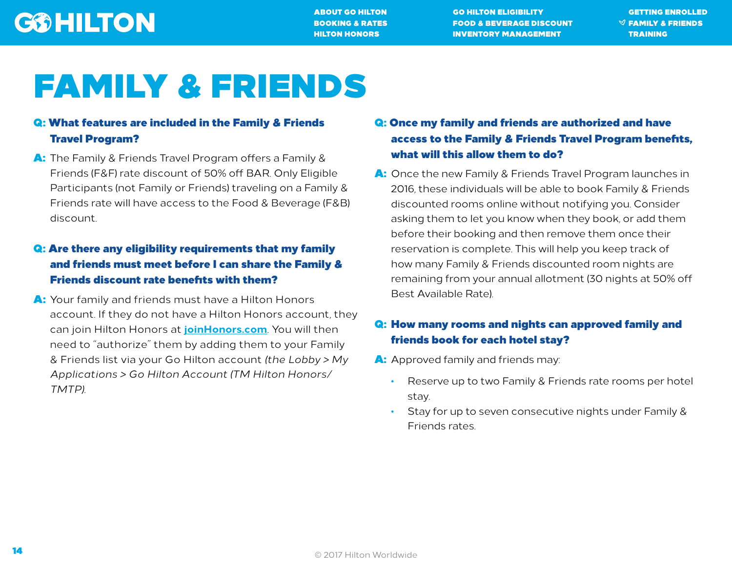# FAMILY & FRIENDS

**Q: What features are included in the Family & Friends Travel Program?**

**A:** The Family & Friends Travel Program offers a Family & Friends (F&F) rate discount of 50% off BAR. Only Eligible Participants (not Family or Friends) traveling on a Family & Friends rate will have access to the Food & Beverage (F&B) discount.

**Q: Are there any eligibility requirements that my family and friends must meet before I can share the Family & Friends discount rate benefits with them?**

**A:** Your family and friends must have a Hilton Honors account. If they do not have a Hilton Honors account, they can join Hilton Honors at [joinHonors.com](joinHonors.com). You will then need to "authorize" them by adding them to your Family & Friends list via your Go Hilton account *(the Lobby > My Applications > Go Hilton Account (TM Hilton Honors/ TMTP).*

**Q: Once my family and friends are authorized and have access to the Family & Friends Travel Program benefits, what will this allow them to do?**

**A:** Once the new Family & Friends Travel Program launches in 2016, these individuals will be able to book Family & Friends discounted rooms online without notifying you. Consider asking them to let you know when they book, or add them before their booking and then remove them once their reservation is complete. This will help you keep track of how many Family & Friends discounted room nights are remaining from your annual allotment (30 nights at 50% off Best Available Rate).

**Q: How many rooms and nights can approved family and friends book for each hotel stay?**

**A:** Approved family and friends may:

- Reserve up to two Family & Friends rate rooms per hotel stay.
- Stay for up to seven consecutive nights under Family & Friends rates.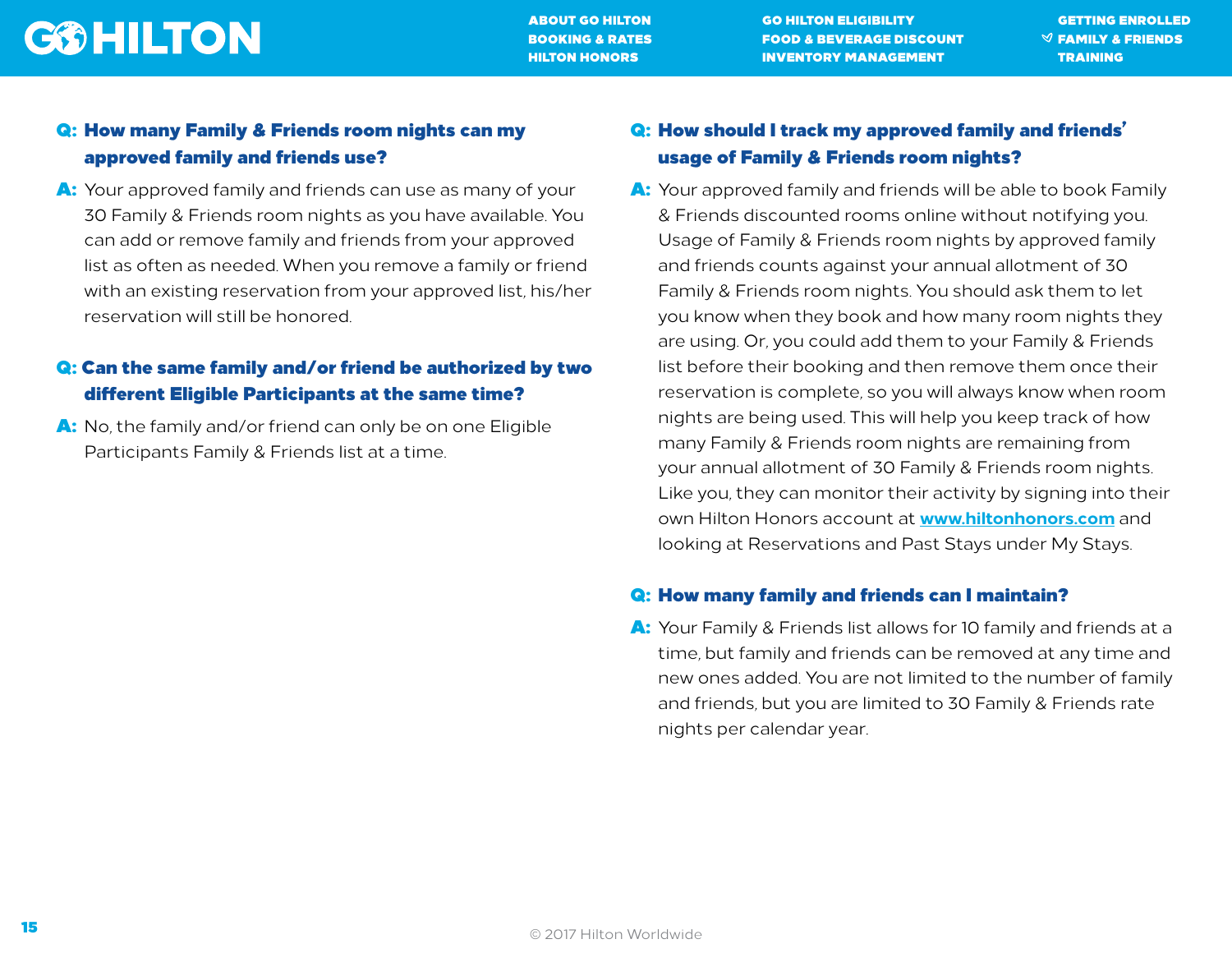**Q: How many Family & Friends room nights can my approved family and friends use?**

**A:** Your approved family and friends can use as many of your 30 Family & Friends room nights as you have available. You can add or remove family and friends from your approved list as often as needed. When you remove a family or friend with an existing reservation from your approved list, his/her reservation will still be honored.

**Q: Can the same family and/or friend be authorized by two different Eligible Participants at the same time?**

**A:** No, the family and/or friend can only be on one Eligible Participants Family & Friends list at a time.

**Q: How should I track my approved family and friends' usage of Family & Friends room nights?**

**A:** Your approved family and friends will be able to book Family & Friends discounted rooms online without notifying you. Usage of Family & Friends room nights by approved family and friends counts against your annual allotment of 30 Family & Friends room nights. You should ask them to let you know when they book and how many room nights they are using. Or, you could add them to your Family & Friends list before their booking and then remove them once their reservation is complete, so you will always know when room nights are being used. This will help you keep track of how many Family & Friends room nights are remaining from your annual allotment of 30 Family & Friends room nights. Like you, they can monitor their activity by signing into their own Hilton Honors account at [www.hiltonhonors.com](http://www.hiltonhonors.com) and looking at Reservations and Past Stays under My Stays.

**Q: How many family and friends can I maintain?**

**A:** Your Family & Friends list allows for 10 family and friends at a time, but family and friends can be removed at any time and new ones added. You are not limited to the number of family and friends, but you are limited to 30 Family & Friends rate nights per calendar year.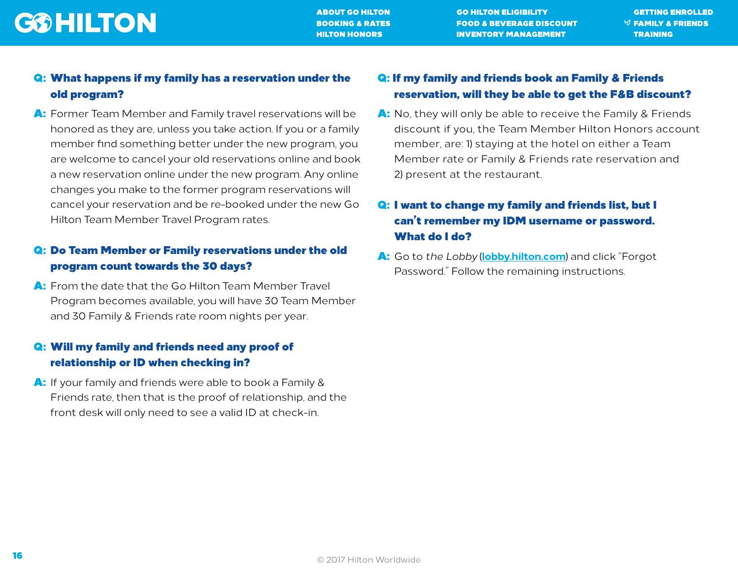**Q: What happens if my family has a reservation under the old program?**

**A:** Former Team Member and Family travel reservations will be honored as they are, unless you take action. If you or a family member find something better under the new program, you are welcome to cancel your old reservations online and book a new reservation online under the new program. Any online changes you make to the former program reservations will cancel your reservation and be re-booked under the new Go Hilton Team Member Travel Program rates.

**Q: Do Team Member or Family reservations under the old program count towards the 30 days?**

**A:** From the date that the Go Hilton Team Member Travel Program becomes available, you will have 30 Team Member and 30 Family & Friends rate room nights per year.

**Q: Will my family and friends need any proof of relationship or ID when checking in?**

**A:** If your family and friends were able to book a Family & Friends rate, then that is the proof of relationship, and the front desk will only need to see a valid ID at check-in.

**Q: If my family and friends book an Family & Friends reservation, will they be able to get the F&B discount?**

**A:** No, they will only be able to receive the Family & Friends discount if you, the Team Member Hilton Honors account member, are: 1) staying at the hotel on either a Team Member rate or Family & Friends rate reservation and 2) present at the restaurant.

**Q: I want to change my family and friends list, but I can't remember my IDM username or password. What do I do?**

**A:** Go to *the Lobby* (lobby.hilton.com) and click "Forgot Password." Follow the remaining instructions.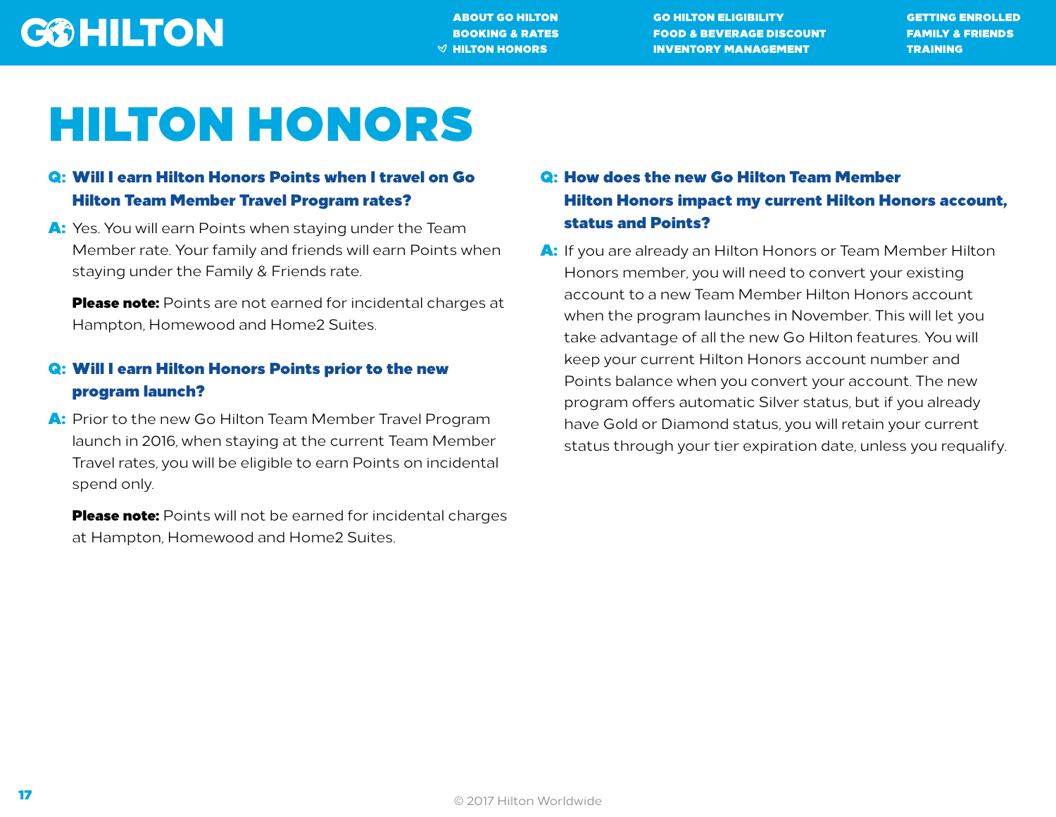# HILTON HONORS

**Q: Will I earn Hilton Honors Points when I travel on Go Hilton Team Member Travel Program rates?**

**A:** Yes. You will earn Points when staying under the Team Member rate. Your family and friends will earn Points when staying under the Family & Friends rate.

**Please note:** Points are not earned for incidental charges at Hampton, Homewood and Home2 Suites.

**Q: Will I earn Hilton Honors Points prior to the new program launch?**

**A:** Prior to the new Go Hilton Team Member Travel Program launch in 2016, when staying at the current Team Member Travel rates, you will be eligible to earn Points on incidental spend only.

**Please note:** Points will not be earned for incidental charges at Hampton, Homewood and Home2 Suites.

**Q: How does the new Go Hilton Team Member Hilton Honors impact my current Hilton Honors account, status and Points?**

**A:** If you are already an Hilton Honors or Team Member Hilton Honors member, you will need to convert your existing account to a new Team Member Hilton Honors account when the program launches in November. This will let you take advantage of all the new Go Hilton features. You will keep your current Hilton Honors account number and Points balance when you convert your account. The new program offers automatic Silver status, but if you already have Gold or Diamond status, you will retain your current status through your tier expiration date, unless you requalify.

© 2017 Hilton Worldwide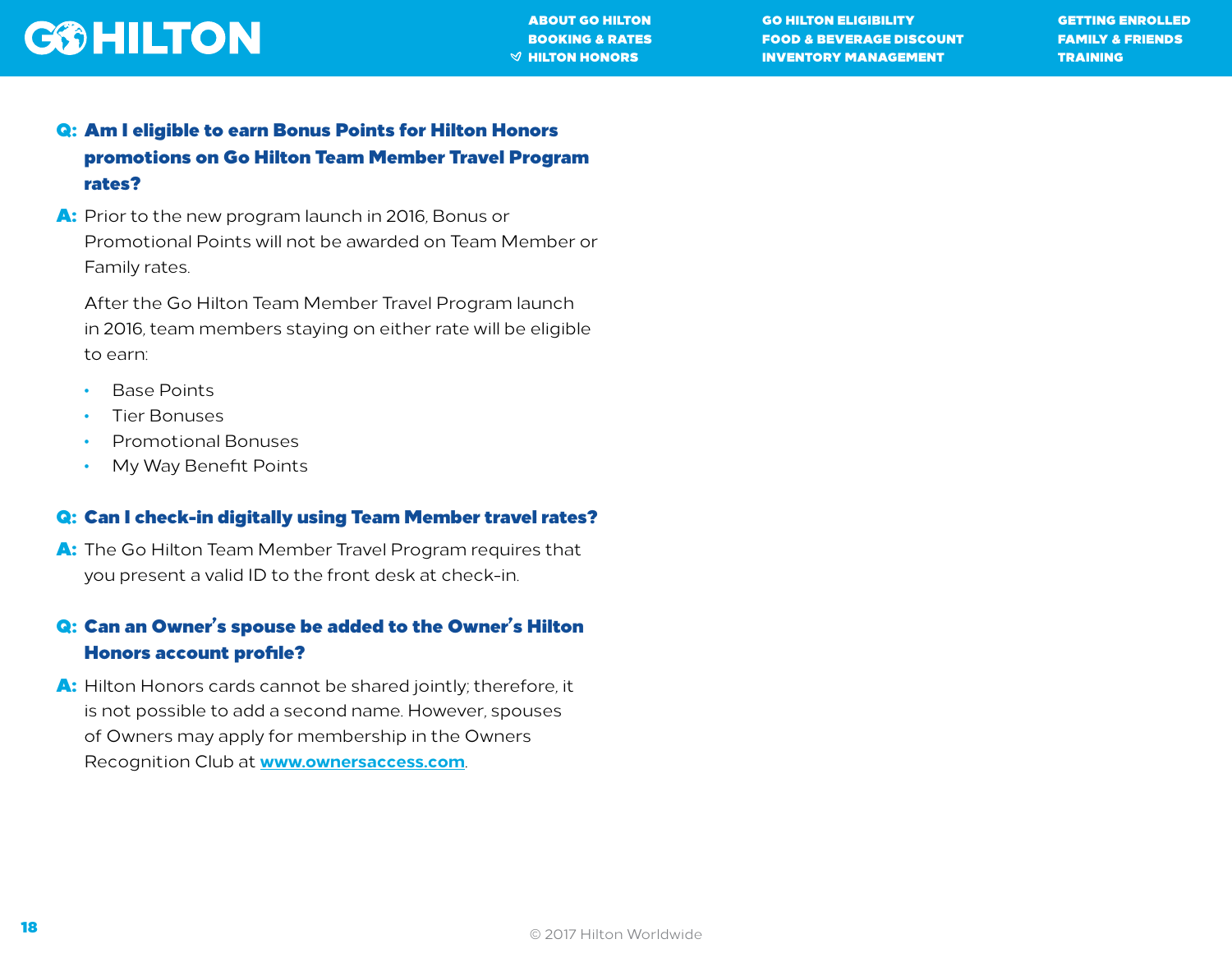**Q: Am I eligible to earn Bonus Points for Hilton Honors promotions on Go Hilton Team Member Travel Program rates?**

**A:** Prior to the new program launch in 2016, Bonus or Promotional Points will not be awarded on Team Member or Family rates.

After the Go Hilton Team Member Travel Program launch in 2016, team members staying on either rate will be eligible to earn:

- Base Points
- Tier Bonuses
- Promotional Bonuses
- My Way Benefit Points

**Q: Can I check-in digitally using Team Member travel rates?**

**A:** The Go Hilton Team Member Travel Program requires that you present a valid ID to the front desk at check-in.

**Q: Can an Owner's spouse be added to the Owner's Hilton Honors account profile?**

**A:** Hilton Honors cards cannot be shared jointly; therefore, it is not possible to add a second name. However, spouses of Owners may apply for membership in the Owners Recognition Club at [www.ownersaccess.com](http://www.ownersaccess.com).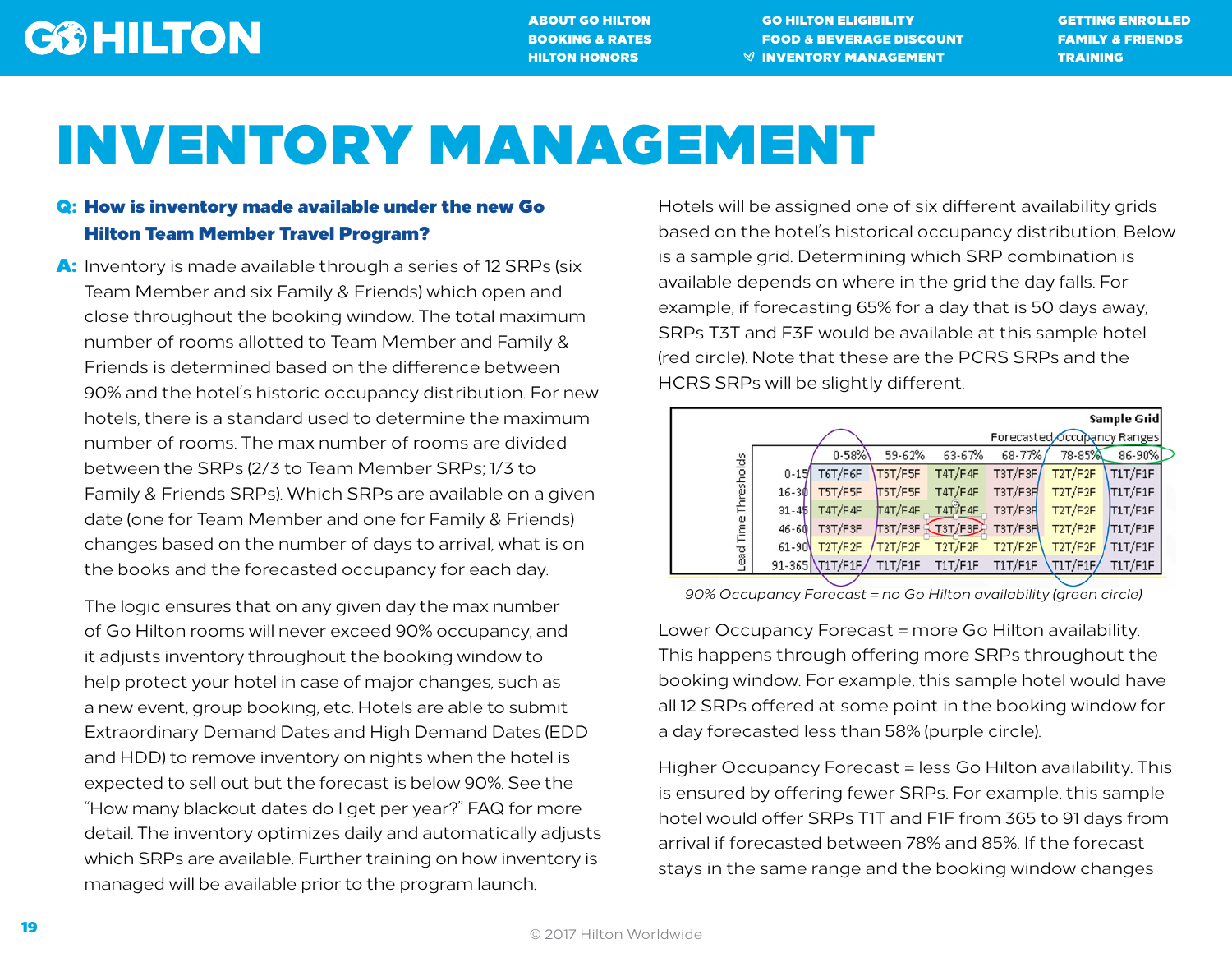# INVENTORY MANAGEMENT

**Q: How is inventory made available under the new Go Hilton Team Member Travel Program?**

**A:** Inventory is made available through a series of 12 SRPs (six Team Member and six Family & Friends) which open and close throughout the booking window. The total maximum number of rooms allotted to Team Member and Family & Friends is determined based on the difference between 90% and the hotel's historic occupancy distribution. For new hotels, there is a standard used to determine the maximum number of rooms. The max number of rooms are divided between the SRPs (2/3 to Team Member SRPs; 1/3 to Family & Friends SRPs). Which SRPs are available on a given date (one for Team Member and one for Family & Friends) changes based on the number of days to arrival, what is on the books and the forecasted occupancy for each day.

The logic ensures that on any given day the max number of Go Hilton rooms will never exceed 90% occupancy, and it adjusts inventory throughout the booking window to help protect your hotel in case of major changes, such as a new event, group booking, etc. Hotels are able to submit Extraordinary Demand Dates and High Demand Dates (EDD and HDD) to remove inventory on nights when the hotel is expected to sell out but the forecast is below 90%. See the "How many blackout dates do I get per year?" FAQ for more detail. The inventory optimizes daily and automatically adjusts which SRPs are available. Further training on how inventory is managed will be available prior to the program launch.

Hotels will be assigned one of six different availability grids based on the hotel's historical occupancy distribution. Below is a sample grid. Determining which SRP combination is available depends on where in the grid the day falls. For example, if forecasting 65% for a day that is 50 days away, SRPs T3T and F3F would be available at this sample hotel (red circle). Note that these are the PCRS SRPs and the HCRS SRPs will be slightly different.

**Sample Grid**

| Lead Time Thresholds | Forecasted Occupancy Ranges | | | | | |
|---|---|---|---|---|---|---|
| | 0-58% | 59-62% | 63-67% | 68-77% | 78-85% | 86-90% |
| 0-15 | T6T/F6F | T5T/F5F | T4T/F4F | T3T/F3F | T2T/F2F | T1T/F1F |
| 16-30 | T5T/F5F | T5T/F5F | T4T/F4F | T3T/F3F | T2T/F2F | T1T/F1F |
| 31-45 | T4T/F4F | T4T/F4F | T4T/F4F | T3T/F3F | T2T/F2F | T1T/F1F |
| 46-60 | T3T/F3F | T3T/F3F | T3T/F3F | T3T/F3F | T2T/F2F | T1T/F1F |
| 61-90 | T2T/F2F | T2T/F2F | T2T/F2F | T2T/F2F | T2T/F2F | T1T/F1F |
| 91-365 | T1T/F1F | T1T/F1F | T1T/F1F | T1T/F1F | T1T/F1F | T1T/F1F |

*90% Occupancy Forecast = no Go Hilton availability (green circle)*

Lower Occupancy Forecast = more Go Hilton availability. This happens through offering more SRPs throughout the booking window. For example, this sample hotel would have all 12 SRPs offered at some point in the booking window for a day forecasted less than 58% (purple circle).

Higher Occupancy Forecast = less Go Hilton availability. This is ensured by offering fewer SRPs. For example, this sample hotel would offer SRPs T1T and F1F from 365 to 91 days from arrival if forecasted between 78% and 85%. If the forecast stays in the same range and the booking window changes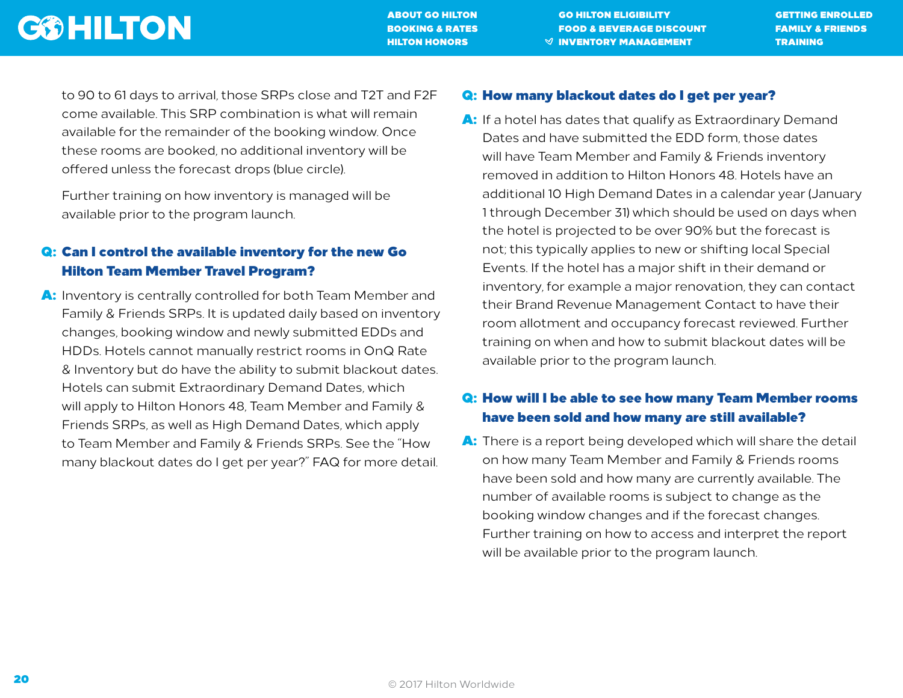to 90 to 61 days to arrival, those SRPs close and T2T and F2F come available. This SRP combination is what will remain available for the remainder of the booking window. Once these rooms are booked, no additional inventory will be offered unless the forecast drops (blue circle).

Further training on how inventory is managed will be available prior to the program launch.

**Q: Can I control the available inventory for the new Go Hilton Team Member Travel Program?**

**A:** Inventory is centrally controlled for both Team Member and Family & Friends SRPs. It is updated daily based on inventory changes, booking window and newly submitted EDDs and HDDs. Hotels cannot manually restrict rooms in OnQ Rate & Inventory but do have the ability to submit blackout dates. Hotels can submit Extraordinary Demand Dates, which will apply to Hilton Honors 48, Team Member and Family & Friends SRPs, as well as High Demand Dates, which apply to Team Member and Family & Friends SRPs. See the "How many blackout dates do I get per year?" FAQ for more detail.

**Q: How many blackout dates do I get per year?**

**A:** If a hotel has dates that qualify as Extraordinary Demand Dates and have submitted the EDD form, those dates will have Team Member and Family & Friends inventory removed in addition to Hilton Honors 48. Hotels have an additional 10 High Demand Dates in a calendar year (January 1 through December 31) which should be used on days when the hotel is projected to be over 90% but the forecast is not; this typically applies to new or shifting local Special Events. If the hotel has a major shift in their demand or inventory, for example a major renovation, they can contact their Brand Revenue Management Contact to have their room allotment and occupancy forecast reviewed. Further training on when and how to submit blackout dates will be available prior to the program launch.

**Q: How will I be able to see how many Team Member rooms have been sold and how many are still available?**

**A:** There is a report being developed which will share the detail on how many Team Member and Family & Friends rooms have been sold and how many are currently available. The number of available rooms is subject to change as the booking window changes and if the forecast changes. Further training on how to access and interpret the report will be available prior to the program launch.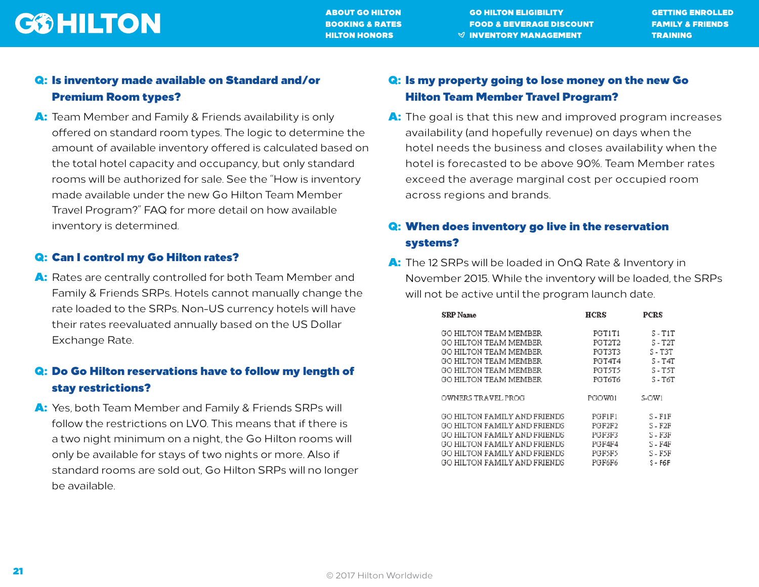**Q: Is inventory made available on Standard and/or Premium Room types?**

**A:** Team Member and Family & Friends availability is only offered on standard room types. The logic to determine the amount of available inventory offered is calculated based on the total hotel capacity and occupancy, but only standard rooms will be authorized for sale. See the "How is inventory made available under the new Go Hilton Team Member Travel Program?" FAQ for more detail on how available inventory is determined.

**Q: Can I control my Go Hilton rates?**

**A:** Rates are centrally controlled for both Team Member and Family & Friends SRPs. Hotels cannot manually change the rate loaded to the SRPs. Non-US currency hotels will have their rates reevaluated annually based on the US Dollar Exchange Rate.

**Q: Do Go Hilton reservations have to follow my length of stay restrictions?**

**A:** Yes, both Team Member and Family & Friends SRPs will follow the restrictions on LVO. This means that if there is a two night minimum on a night, the Go Hilton rooms will only be available for stays of two nights or more. Also if standard rooms are sold out, Go Hilton SRPs will no longer be available.

**Q: Is my property going to lose money on the new Go Hilton Team Member Travel Program?**

**A:** The goal is that this new and improved program increases availability (and hopefully revenue) on days when the hotel needs the business and closes availability when the hotel is forecasted to be above 90%. Team Member rates exceed the average marginal cost per occupied room across regions and brands.

**Q: When does inventory go live in the reservation systems?**

**A:** The 12 SRPs will be loaded in OnQ Rate & Inventory in November 2015. While the inventory will be loaded, the SRPs will not be active until the program launch date.

| SRP Name | HCRS | PCRS |
|---|---|---|
| GO HILTON TEAM MEMBER | PGT1T1 | S - T1T |
| GO HILTON TEAM MEMBER | PGT2T2 | S - T2T |
| GO HILTON TEAM MEMBER | PGT3T3 | S - T3T |
| GO HILTON TEAM MEMBER | PGT4T4 | S - T4T |
| GO HILTON TEAM MEMBER | PGT5T5 | S - T5T |
| GO HILTON TEAM MEMBER | PGT6T6 | S - T6T |
| OWNERS TRAVEL PROG | PGOW01 | S-OW1 |
| GO HILTON FAMILY AND FRIENDS | PGF1F1 | S - F1F |
| GO HILTON FAMILY AND FRIENDS | PGF2F2 | S - F2F |
| GO HILTON FAMILY AND FRIENDS | PGF3F3 | S - F3F |
| GO HILTON FAMILY AND FRIENDS | PGF4F4 | S - F4F |
| GO HILTON FAMILY AND FRIENDS | PGF5F5 | S - F5F |
| GO HILTON FAMILY AND FRIENDS | PGF6F6 | S - F6F |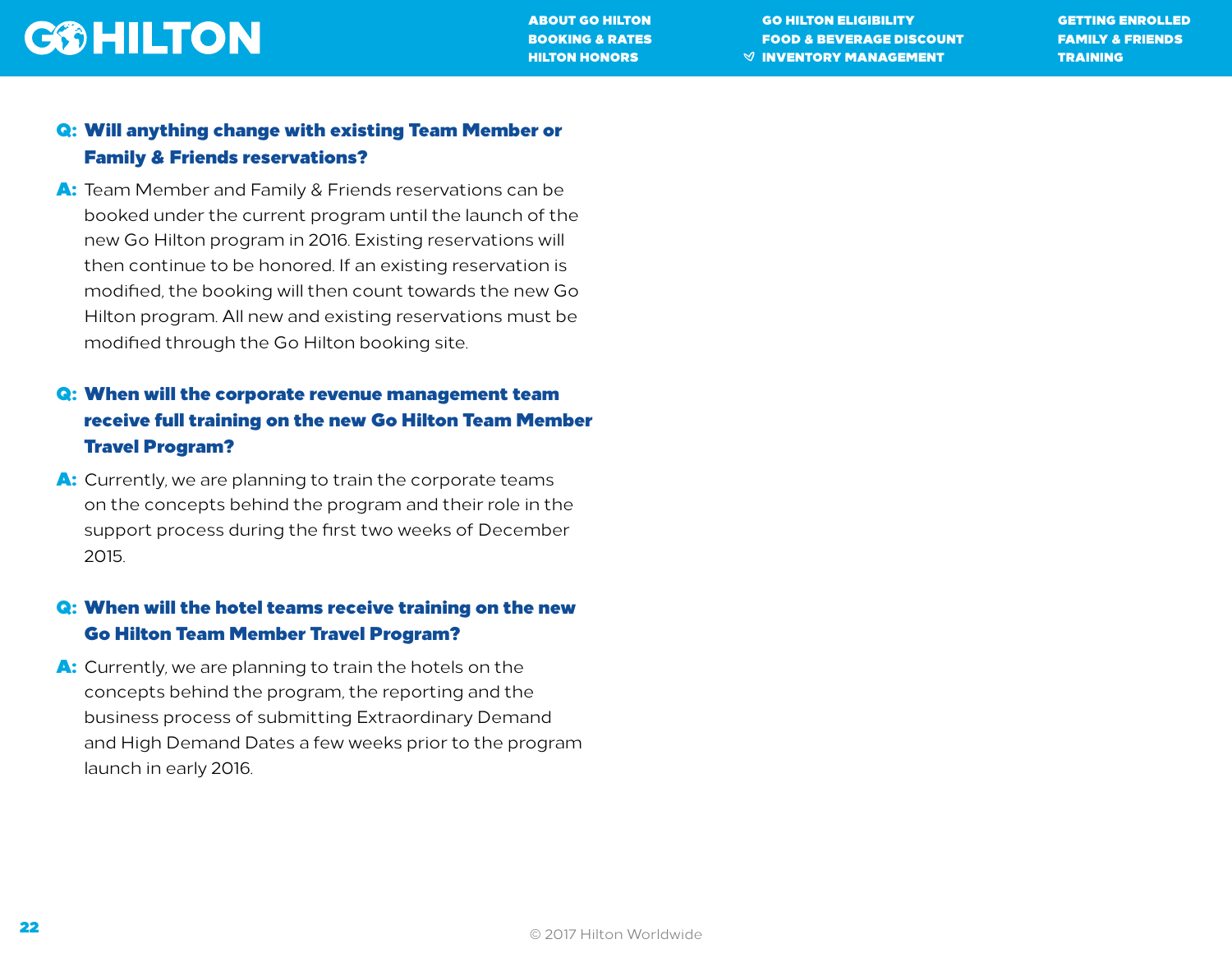**Q: Will anything change with existing Team Member or Family & Friends reservations?**

**A:** Team Member and Family & Friends reservations can be booked under the current program until the launch of the new Go Hilton program in 2016. Existing reservations will then continue to be honored. If an existing reservation is modified, the booking will then count towards the new Go Hilton program. All new and existing reservations must be modified through the Go Hilton booking site.

**Q: When will the corporate revenue management team receive full training on the new Go Hilton Team Member Travel Program?**

**A:** Currently, we are planning to train the corporate teams on the concepts behind the program and their role in the support process during the first two weeks of December 2015.

**Q: When will the hotel teams receive training on the new Go Hilton Team Member Travel Program?**

**A:** Currently, we are planning to train the hotels on the concepts behind the program, the reporting and the business process of submitting Extraordinary Demand and High Demand Dates a few weeks prior to the program launch in early 2016.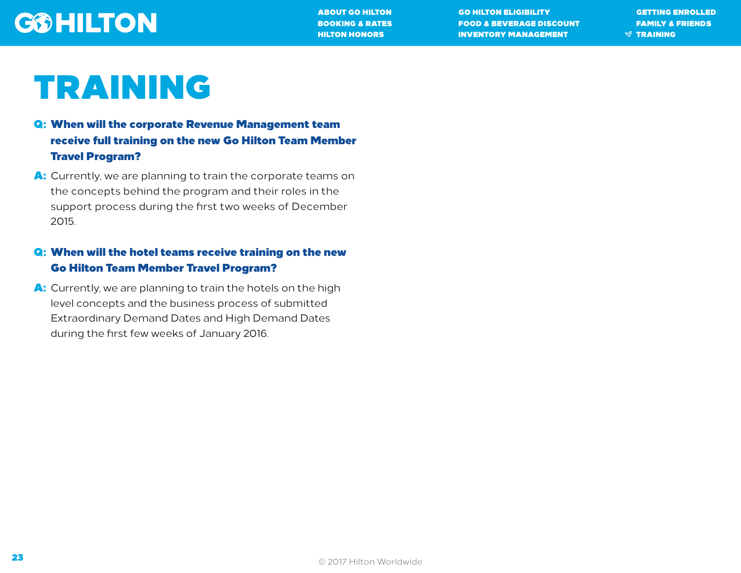# TRAINING

**Q: When will the corporate Revenue Management team receive full training on the new Go Hilton Team Member Travel Program?**

**A:** Currently, we are planning to train the corporate teams on the concepts behind the program and their roles in the support process during the first two weeks of December 2015.

**Q: When will the hotel teams receive training on the new Go Hilton Team Member Travel Program?**

**A:** Currently, we are planning to train the hotels on the high level concepts and the business process of submitted Extraordinary Demand Dates and High Demand Dates during the first few weeks of January 2016.

© 2017 Hilton Worldwide